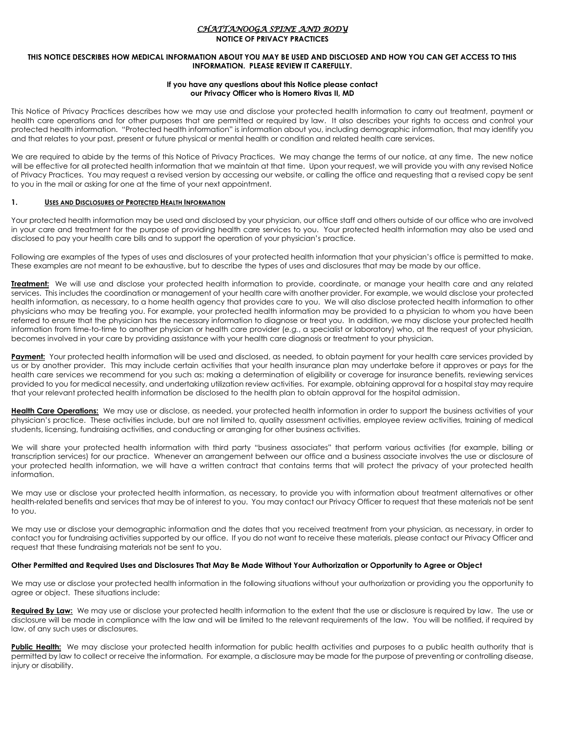# *CHATTANOOGA SPINE AND BODY*

## NOTICE OF PRIVACY PRACTICES

**THIS NOTICE DESCRIBES HOW MEDICAL INFORMATION ABOUT YOU MAY BE USED AND DISCLOSED AND HOW YOU CAN GET ACCESS TO THIS INFORMATION. PLEASE REVIEW IT CAREFULLY.**

**If you have any questions about this Notice please contact our Privacy Officer who is Homero Rivas II, MD**

This Notice of Privacy Practices describes how we may use and disclose your protected health information to carry out treatment, payment or health care operations and for other purposes that are permitted or required by law. It also describes your rights to access and control your protected health information. "Protected health information" is information about you, including demographic information, that may identify you and that relates to your past, present or future physical or mental health or condition and related health care services.

We are required to abide by the terms of this Notice of Privacy Practices. We may change the terms of our notice, at any time. The new notice will be effective for all protected health information that we maintain at that time. Upon your request, we will provide you with any revised Notice of Privacy Practices. You may request a revised version by accessing our website, or calling the office and requesting that a revised copy be sent to you in the mail or asking for one at the time of your next appointment.

### 1. USES AND DISCLOSURES OF PROTECTED HEALTH INFORMATION

Your protected health information may be used and disclosed by your physician, our office staff and others outside of our office who are involved in your care and treatment for the purpose of providing health care services to you. Your protected health information may also be used and disclosed to pay your health care bills and to support the operation of your physician's practice.

Following are examples of the types of uses and disclosures of your protected health information that your physician's office is permitted to make. These examples are not meant to be exhaustive, but to describe the types of uses and disclosures that may be made by our office.

**Treatment:** We will use and disclose your protected health information to provide, coordinate, or manage your health care and any related services. This includes the coordination or management of your health care with another provider. For example, we would disclose your protected health information, as necessary, to a home health agency that provides care to you. We will also disclose protected health information to other physicians who may be treating you. For example, your protected health information may be provided to a physician to whom you have been referred to ensure that the physician has the necessary information to diagnose or treat you. In addition, we may disclose your protected health information from time-to-time to another physician or health care provider (*e.g.*, a specialist or laboratory) who, at the request of your physician, becomes involved in your care by providing assistance with your health care diagnosis or treatment to your physician.

**Payment:** Your protected health information will be used and disclosed, as needed, to obtain payment for your health care services provided by us or by another provider. This may include certain activities that your health insurance plan may undertake before it approves or pays for the health care services we recommend for you such as: making a determination of eligibility or coverage for insurance benefits, reviewing services provided to you for medical necessity, and undertaking utilization review activities. For example, obtaining approval for a hospital stay may require that your relevant protected health information be disclosed to the health plan to obtain approval for the hospital admission.

**Health Care Operations:** We may use or disclose, as needed, your protected health information in order to support the business activities of your physician's practice. These activities include, but are not limited to, quality assessment activities, employee review activities, training of medical students, licensing, fundraising activities, and conducting or arranging for other business activities.

We will share your protected health information with third party "business associates" that perform various activities (for example, billing or transcription services) for our practice. Whenever an arrangement between our office and a business associate involves the use or disclosure of your protected health information, we will have a written contract that contains terms that will protect the privacy of your protected health information.

We may use or disclose your protected health information, as necessary, to provide you with information about treatment alternatives or other health-related benefits and services that may be of interest to you. You may contact our Privacy Officer to request that these materials not be sent to you.

We may use or disclose your demographic information and the dates that you received treatment from your physician, as necessary, in order to contact you for fundraising activities supported by our office. If you do not want to receive these materials, please contact our Privacy Officer and request that these fundraising materials not be sent to you.

**Other Permitted and Required Uses and Disclosures That May Be Made Without Your Authorization or Opportunity to Agree or Object**

We may use or disclose your protected health information in the following situations without your authorization or providing you the opportunity to agree or object. These situations include:

**Required By Law:** We may use or disclose your protected health information to the extent that the use or disclosure is required by law. The use or disclosure will be made in compliance with the law and will be limited to the relevant requirements of the law. You will be notified, if required by law, of any such uses or disclosures.

**Public Health:** We may disclose your protected health information for public health activities and purposes to a public health authority that is permitted by law to collect or receive the information. For example, a disclosure may be made for the purpose of preventing or controlling disease, injury or disability.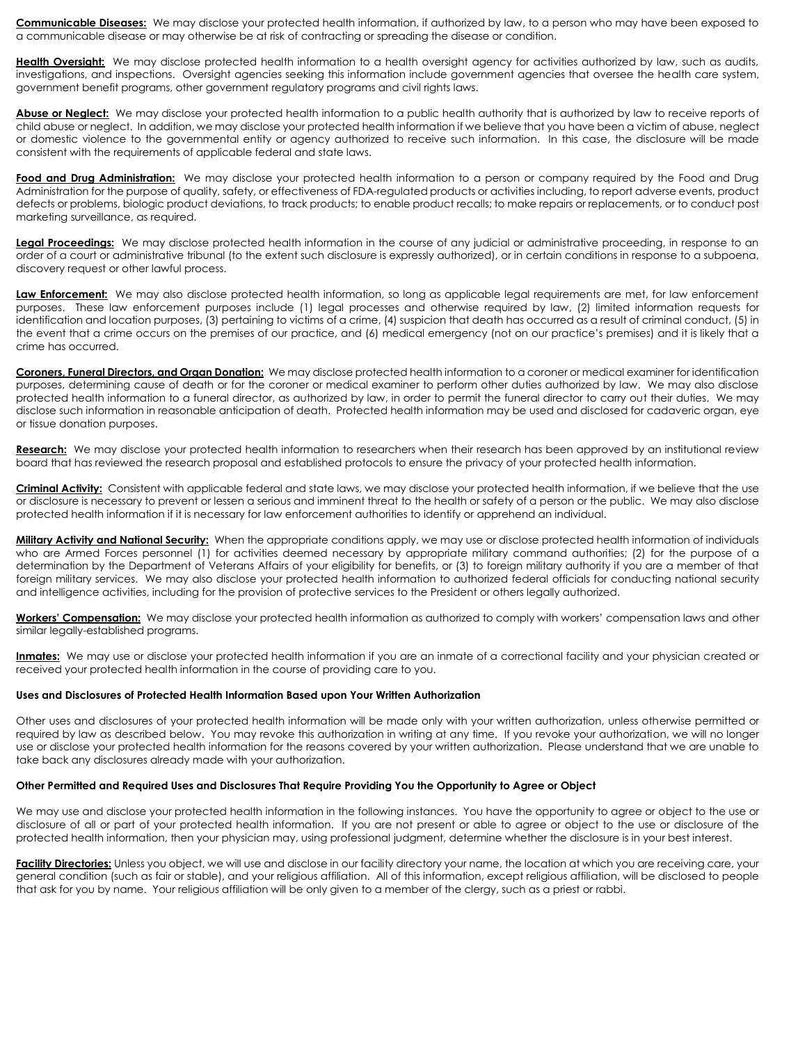**Communicable Diseases:** We may disclose your protected health information, if authorized by law, to a person who may have been exposed to a communicable disease or may otherwise be at risk of contracting or spreading the disease or condition.

**Health Oversight:** We may disclose protected health information to a health oversight agency for activities authorized by law, such as audits, investigations, and inspections. Oversight agencies seeking this information include government agencies that oversee the health care system, government benefit programs, other government regulatory programs and civil rights laws.

**Abuse or Neglect:** We may disclose your protected health information to a public health authority that is authorized by law to receive reports of child abuse or neglect. In addition, we may disclose your protected health information if we believe that you have been a victim of abuse, neglect or domestic violence to the governmental entity or agency authorized to receive such information. In this case, the disclosure will be made consistent with the requirements of applicable federal and state laws.

**Food and Drug Administration:** We may disclose your protected health information to a person or company required by the Food and Drug Administration for the purpose of quality, safety, or effectiveness of FDA-regulated products or activities including, to report adverse events, product defects or problems, biologic product deviations, to track products; to enable product recalls; to make repairs or replacements, or to conduct post marketing surveillance, as required.

**Legal Proceedings:** We may disclose protected health information in the course of any judicial or administrative proceeding, in response to an order of a court or administrative tribunal (to the extent such disclosure is expressly authorized), or in certain conditions in response to a subpoena, discovery request or other lawful process.

**Law Enforcement:** We may also disclose protected health information, so long as applicable legal requirements are met, for law enforcement purposes. These law enforcement purposes include (1) legal processes and otherwise required by law, (2) limited information requests for identification and location purposes, (3) pertaining to victims of a crime, (4) suspicion that death has occurred as a result of criminal conduct, (5) in the event that a crime occurs on the premises of our practice, and (6) medical emergency (not on our practice's premises) and it is likely that a crime has occurred.

**Coroners, Funeral Directors, and Organ Donation:** We may disclose protected health information to a coroner or medical examiner for identification purposes, determining cause of death or for the coroner or medical examiner to perform other duties authorized by law. We may also disclose protected health information to a funeral director, as authorized by law, in order to permit the funeral director to carry out their duties. We may disclose such information in reasonable anticipation of death. Protected health information may be used and disclosed for cadaveric organ, eye or tissue donation purposes.

**Research:** We may disclose your protected health information to researchers when their research has been approved by an institutional review board that has reviewed the research proposal and established protocols to ensure the privacy of your protected health information.

**Criminal Activity:** Consistent with applicable federal and state laws, we may disclose your protected health information, if we believe that the use or disclosure is necessary to prevent or lessen a serious and imminent threat to the health or safety of a person or the public. We may also disclose protected health information if it is necessary for law enforcement authorities to identify or apprehend an individual.

**Military Activity and National Security:** When the appropriate conditions apply, we may use or disclose protected health information of individuals who are Armed Forces personnel (1) for activities deemed necessary by appropriate military command authorities; (2) for the purpose of a determination by the Department of Veterans Affairs of your eligibility for benefits, or (3) to foreign military authority if you are a member of that foreign military services. We may also disclose your protected health information to authorized federal officials for conducting national security and intelligence activities, including for the provision of protective services to the President or others legally authorized.

**Workers' Compensation:** We may disclose your protected health information as authorized to comply with workers' compensation laws and other similar legally-established programs.

**Inmates:** We may use or disclose your protected health information if you are an inmate of a correctional facility and your physician created or received your protected health information in the course of providing care to you.

**Uses and Disclosures of Protected Health Information Based upon Your Written Authorization**

Other uses and disclosures of your protected health information will be made only with your written authorization, unless otherwise permitted or required by law as described below. You may revoke this authorization in writing at any time. If you revoke your authorization, we will no longer use or disclose your protected health information for the reasons covered by your written authorization. Please understand that we are unable to take back any disclosures already made with your authorization.

**Other Permitted and Required Uses and Disclosures That Require Providing You the Opportunity to Agree or Object**

We may use and disclose your protected health information in the following instances. You have the opportunity to agree or object to the use or disclosure of all or part of your protected health information. If you are not present or able to agree or object to the use or disclosure of the protected health information, then your physician may, using professional judgment, determine whether the disclosure is in your best interest.

**Facility Directories:** Unless you object, we will use and disclose in our facility directory your name, the location at which you are receiving care, your general condition (such as fair or stable), and your religious affiliation. All of this information, except religious affiliation, will be disclosed to people that ask for you by name. Your religious affiliation will be only given to a member of the clergy, such as a priest or rabbi.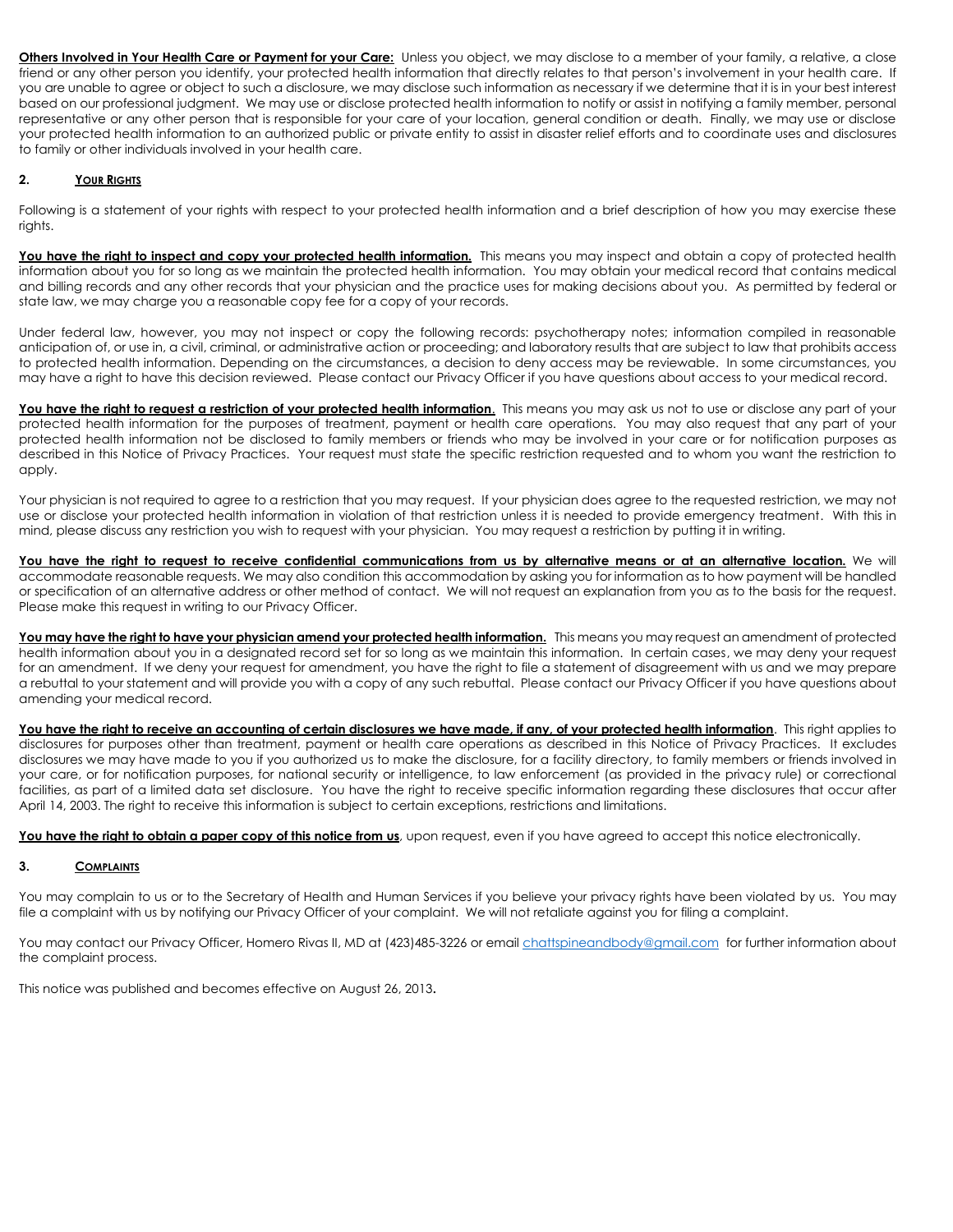**Others Involved in Your Health Care or Payment for your Care:** Unless you object, we may disclose to a member of your family, a relative, a close friend or any other person you identify, your protected health information that directly relates to that person's involvement in your health care. If you are unable to agree or object to such a disclosure, we may disclose such information as necessary if we determine that it is in your best interest based on our professional judgment. We may use or disclose protected health information to notify or assist in notifying a family member, personal representative or any other person that is responsible for your care of your location, general condition or death. Finally, we may use or disclose your protected health information to an authorized public or private entity to assist in disaster relief efforts and to coordinate uses and disclosures to family or other individuals involved in your health care.

## 2. YOUR RIGHTS

Following is a statement of your rights with respect to your protected health information and a brief description of how you may exercise these rights.

**You have the right to inspect and copy your protected health information.** This means you may inspect and obtain a copy of protected health information about you for so long as we maintain the protected health information. You may obtain your medical record that contains medical and billing records and any other records that your physician and the practice uses for making decisions about you. As permitted by federal or state law, we may charge you a reasonable copy fee for a copy of your records.

Under federal law, however, you may not inspect or copy the following records: psychotherapy notes; information compiled in reasonable anticipation of, or use in, a civil, criminal, or administrative action or proceeding; and laboratory results that are subject to law that prohibits access to protected health information. Depending on the circumstances, a decision to deny access may be reviewable. In some circumstances, you may have a right to have this decision reviewed. Please contact our Privacy Officer if you have questions about access to your medical record.

**You have the right to request a restriction of your protected health information**. This means you may ask us not to use or disclose any part of your protected health information for the purposes of treatment, payment or health care operations. You may also request that any part of your protected health information not be disclosed to family members or friends who may be involved in your care or for notification purposes as described in this Notice of Privacy Practices. Your request must state the specific restriction requested and to whom you want the restriction to apply.

Your physician is not required to agree to a restriction that you may request. If your physician does agree to the requested restriction, we may not use or disclose your protected health information in violation of that restriction unless it is needed to provide emergency treatment. With this in mind, please discuss any restriction you wish to request with your physician. You may request a restriction by putting it in writing.

**You have the right to request to receive confidential communications from us by alternative means or at an alternative location.** We will accommodate reasonable requests. We may also condition this accommodation by asking you for information as to how payment will be handled or specification of an alternative address or other method of contact. We will not request an explanation from you as to the basis for the request. Please make this request in writing to our Privacy Officer.

**You may have the right to have your physician amend your protected health information.** This means you may request an amendment of protected health information about you in a designated record set for so long as we maintain this information. In certain cases, we may deny your request for an amendment. If we deny your request for amendment, you have the right to file a statement of disagreement with us and we may prepare a rebuttal to your statement and will provide you with a copy of any such rebuttal. Please contact our Privacy Officer if you have questions about amending your medical record.

**You have the right to receive an accounting of certain disclosures we have made, if any, of your protected health information**. This right applies to disclosures for purposes other than treatment, payment or health care operations as described in this Notice of Privacy Practices. It excludes disclosures we may have made to you if you authorized us to make the disclosure, for a facility directory, to family members or friends involved in your care, or for notification purposes, for national security or intelligence, to law enforcement (as provided in the privacy rule) or correctional facilities, as part of a limited data set disclosure. You have the right to receive specific information regarding these disclosures that occur after April 14, 2003. The right to receive this information is subject to certain exceptions, restrictions and limitations.

**You have the right to obtain a paper copy of this notice from us**, upon request, even if you have agreed to accept this notice electronically.

## 3. COMPLAINTS

You may complain to us or to the Secretary of Health and Human Services if you believe your privacy rights have been violated by us. You may file a complaint with us by notifying our Privacy Officer of your complaint. We will not retaliate against you for filing a complaint.

You may contact our Privacy Officer, Homero Rivas II, MD at (423)485-3226 or email chattspineandbody@gmail.com for further information about the complaint process.

This notice was published and becomes effective on August 26, 2013.